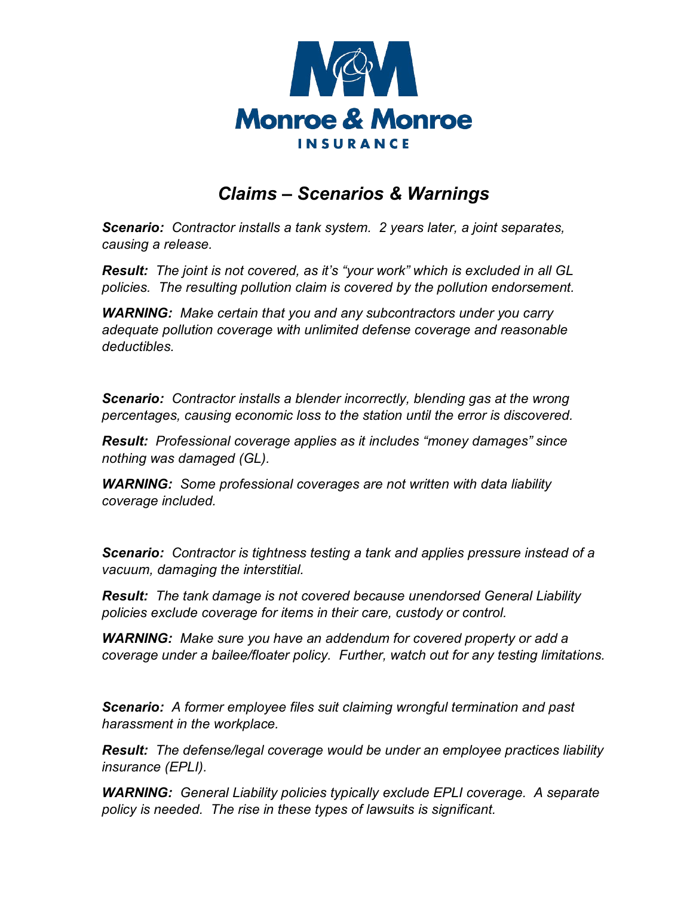Monroe & Monroe

INSURANCE

# *Claims – Scenarios & Warnings*

***Scenario:*** *Contractor installs a tank system. 2 years later, a joint separates, causing a release.*

***Result:*** *The joint is not covered, as it's "your work" which is excluded in all GL policies. The resulting pollution claim is covered by the pollution endorsement.*

***WARNING:*** *Make certain that you and any subcontractors under you carry adequate pollution coverage with unlimited defense coverage and reasonable deductibles.*

***Scenario:*** *Contractor installs a blender incorrectly, blending gas at the wrong percentages, causing economic loss to the station until the error is discovered.*

***Result:*** *Professional coverage applies as it includes "money damages" since nothing was damaged (GL).*

***WARNING:*** *Some professional coverages are not written with data liability coverage included.*

***Scenario:*** *Contractor is tightness testing a tank and applies pressure instead of a vacuum, damaging the interstitial.*

***Result:*** *The tank damage is not covered because unendorsed General Liability policies exclude coverage for items in their care, custody or control.*

***WARNING:*** *Make sure you have an addendum for covered property or add a coverage under a bailee/floater policy. Further, watch out for any testing limitations.*

***Scenario:*** *A former employee files suit claiming wrongful termination and past harassment in the workplace.*

***Result:*** *The defense/legal coverage would be under an employee practices liability insurance (EPLI).*

***WARNING:*** *General Liability policies typically exclude EPLI coverage. A separate policy is needed. The rise in these types of lawsuits is significant.*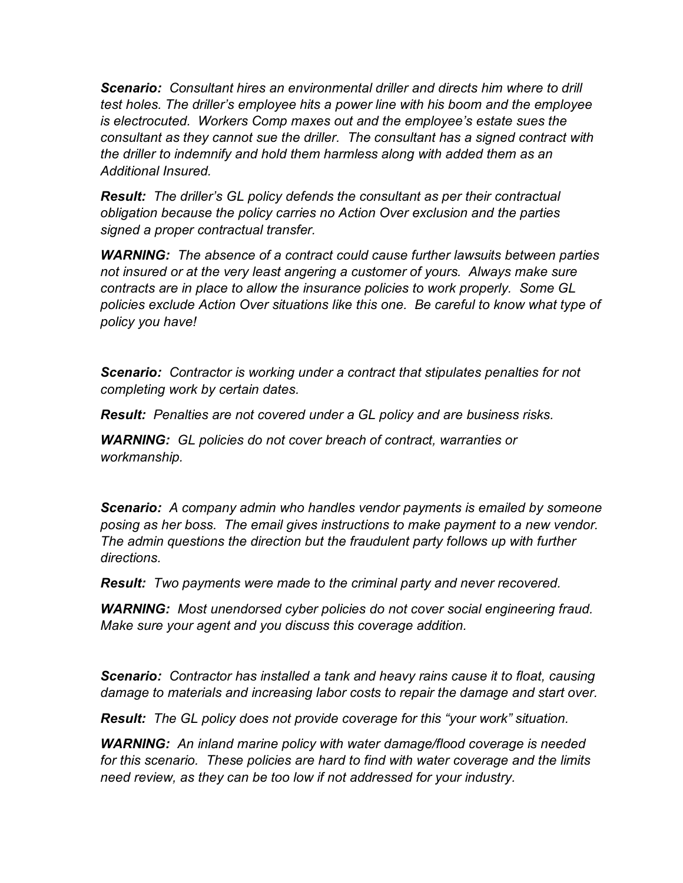***Scenario:*** *Consultant hires an environmental driller and directs him where to drill test holes. The driller's employee hits a power line with his boom and the employee is electrocuted. Workers Comp maxes out and the employee's estate sues the consultant as they cannot sue the driller. The consultant has a signed contract with the driller to indemnify and hold them harmless along with added them as an Additional Insured.*

***Result:*** *The driller's GL policy defends the consultant as per their contractual obligation because the policy carries no Action Over exclusion and the parties signed a proper contractual transfer.*

***WARNING:*** *The absence of a contract could cause further lawsuits between parties not insured or at the very least angering a customer of yours. Always make sure contracts are in place to allow the insurance policies to work properly. Some GL policies exclude Action Over situations like this one. Be careful to know what type of policy you have!*

***Scenario:*** *Contractor is working under a contract that stipulates penalties for not completing work by certain dates.*

***Result:*** *Penalties are not covered under a GL policy and are business risks.*

***WARNING:*** *GL policies do not cover breach of contract, warranties or workmanship.*

***Scenario:*** *A company admin who handles vendor payments is emailed by someone posing as her boss. The email gives instructions to make payment to a new vendor. The admin questions the direction but the fraudulent party follows up with further directions.*

***Result:*** *Two payments were made to the criminal party and never recovered.*

***WARNING:*** *Most unendorsed cyber policies do not cover social engineering fraud. Make sure your agent and you discuss this coverage addition.*

***Scenario:*** *Contractor has installed a tank and heavy rains cause it to float, causing damage to materials and increasing labor costs to repair the damage and start over.*

***Result:*** *The GL policy does not provide coverage for this "your work" situation.*

***WARNING:*** *An inland marine policy with water damage/flood coverage is needed for this scenario. These policies are hard to find with water coverage and the limits need review, as they can be too low if not addressed for your industry.*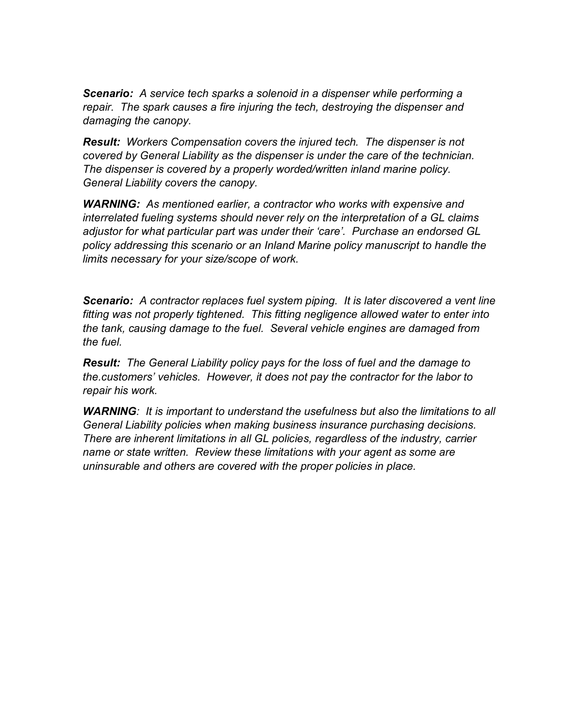***Scenario:*** *A service tech sparks a solenoid in a dispenser while performing a repair. The spark causes a fire injuring the tech, destroying the dispenser and damaging the canopy.*

***Result:*** *Workers Compensation covers the injured tech. The dispenser is not covered by General Liability as the dispenser is under the care of the technician. The dispenser is covered by a properly worded/written inland marine policy. General Liability covers the canopy.*

***WARNING:*** *As mentioned earlier, a contractor who works with expensive and interrelated fueling systems should never rely on the interpretation of a GL claims adjustor for what particular part was under their 'care'. Purchase an endorsed GL policy addressing this scenario or an Inland Marine policy manuscript to handle the limits necessary for your size/scope of work.*

***Scenario:*** *A contractor replaces fuel system piping. It is later discovered a vent line fitting was not properly tightened. This fitting negligence allowed water to enter into the tank, causing damage to the fuel. Several vehicle engines are damaged from the fuel.*

***Result:*** *The General Liability policy pays for the loss of fuel and the damage to the.customers' vehicles. However, it does not pay the contractor for the labor to repair his work.*

***WARNING****: It is important to understand the usefulness but also the limitations to all General Liability policies when making business insurance purchasing decisions. There are inherent limitations in all GL policies, regardless of the industry, carrier name or state written. Review these limitations with your agent as some are uninsurable and others are covered with the proper policies in place.*